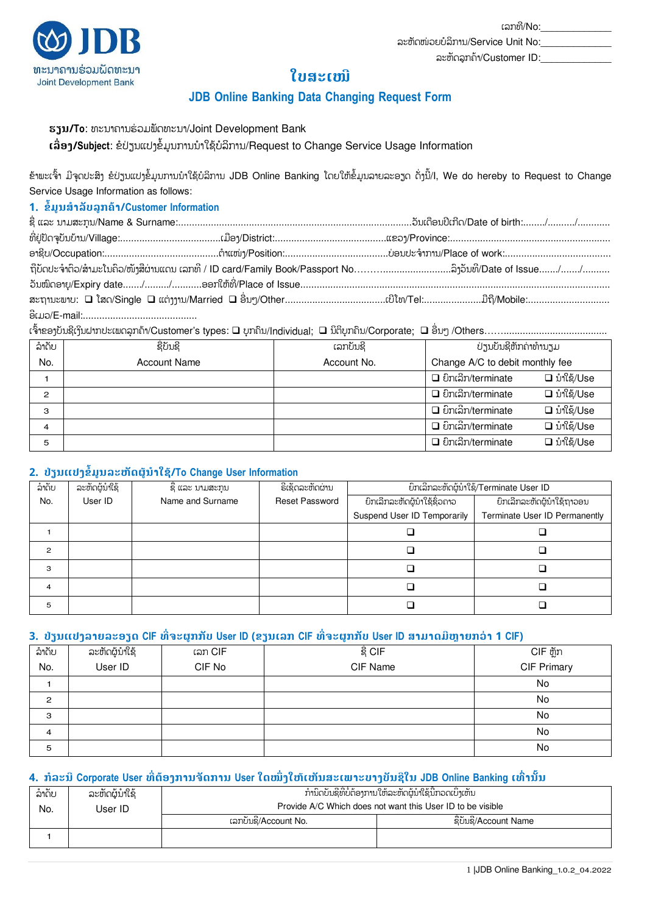JDB
ທະນາຄານຮ່ວມພັດທະນາ
Joint Development Bank

ເລກທີ/No:_____________
ລະຫັດໜ່ວຍບໍລິການ/Service Unit No:_____________
ລະຫັດລູກຄ້າ/Customer ID:_____________

# ໃບສະເໜີ

## JDB Online Banking Data Changing Request Form

**ຮຽນ/To**: ທະນາຄານຮ່ວມພັດທະນາ/Joint Development Bank

**ເລື່ອງ/Subject**: ຂໍປ່ຽນແປງຂໍ້ມູນການນຳໃຊ້ບໍລິການ/Request to Change Service Usage Information

ຂ້າພະເຈົ້າ ມີຈຸດປະສົງ ຂໍປ່ຽນແປງຂໍ້ມູນການນຳໃຊ້ບໍລິການ JDB Online Banking ໂດຍໃຫ້ຂໍ້ມູນລາຍລະອຽດ ດັ່ງນີ້/I, We do hereby to Request to Change Service Usage Information as follows:

### 1. ຂໍ້ມູນສຳລັບລູກຄ້າ/Customer Information

ຊື່ ແລະ ນາມສະກຸນ/Name & Surname:......................................................................................ວັນເດືອນປີເກີດ/Date of birth:......../........../...........

ທີ່ຢູ່ປັດຈຸບັນບ້ານ/Village:.....................................ເມືອງ/District:.........................................ແຂວງ/Province:..........................................................

ອາຊີບ/Occupation:..........................................ຕຳແໜ່ງ/Position:.....................................ບ່ອນປະຈຳການ/Place of work:......................................

ຖືບັດປະຈຳຕົວ/ສຳມະໂນຄົວ/ໜັງສືຜ່ານແດນ ເລກທີ / ID card/Family Book/Passport No……..........................ລົງວັນທີ/Date of Issue......./......./..........

ວັນໝົດອາຍຸ/Expiry date......./........./...........ອອກໃຫ້ທີ່/Place of Issue......................................................................................................

ສະຖານະພາບ: ❑ ໂສດ/Single ❑ ແຕ່ງງານ/Married ❑ ອື່ນໆ/Other.....................................ເບີໂທ/Tel:.....................ມືຖື/Mobile:.............................

ອີເມວ/E-mail:..........................................

ເຈົ້າຂອງບັນຊີເງິນຝາກປະເພດລູກຄ້າ/Customer's types: ❑ ບຸກຄົນ/Individual; ❑ ນິຕິບຸກຄົນ/Corporate; ❑ ອື່ນໆ /Others…….....................................

| ລຳດັບ No. | ຊື່ບັນຊີ Account Name | ເລກບັນຊີ Account No. | ປ່ຽນບັນຊີຫັກຄ່າທຳນຽມ Change A/C to debit monthly fee | |
|---|---|---|---|---|
| 1 | | | ❑ ຍົກເລີກ/terminate | ❑ ນຳໃຊ້/Use |
| 2 | | | ❑ ຍົກເລີກ/terminate | ❑ ນຳໃຊ້/Use |
| 3 | | | ❑ ຍົກເລີກ/terminate | ❑ ນຳໃຊ້/Use |
| 4 | | | ❑ ຍົກເລີກ/terminate | ❑ ນຳໃຊ້/Use |
| 5 | | | ❑ ຍົກເລີກ/terminate | ❑ ນຳໃຊ້/Use |

### 2. ປ່ຽນແປງຂໍ້ມູນລະຫັດຜູ້ນຳໃຊ້/To Change User Information

| ລຳດັບ No. | ລະຫັດຜູ້ນຳໃຊ້ User ID | ຊື່ ແລະ ນາມສະກຸນ Name and Surname | ຣີເຊັດລະຫັດຜ່ານ Reset Password | ຍົກເລີກລະຫັດຜູ້ນຳໃຊ້/Terminate User ID | |
|---|---|---|---|---|---|
| | | | | ຍົກເລີກລະຫັດຜູ້ນຳໃຊ້ຊົ່ວຄາວ Suspend User ID Temporarily | ຍົກເລີກລະຫັດຜູ້ນຳໃຊ້ຖາວອນ Terminate User ID Permanently |
| 1 | | | | ❑ | ❑ |
| 2 | | | | ❑ | ❑ |
| 3 | | | | ❑ | ❑ |
| 4 | | | | ❑ | ❑ |
| 5 | | | | ❑ | ❑ |

### 3. ປ່ຽນແປງລາຍລະອຽດ CIF ທີ່ຈະຜູກກັບ User ID (ຂຽນເລກ CIF ທີ່ຈະຜູກກັບ User ID ສາມາດມີຫຼາຍກວ່າ 1 CIF)

| ລຳດັບ No. | ລະຫັດຜູ້ນຳໃຊ້ User ID | ເລກ CIF CIF No | ຊື່ CIF CIF Name | CIF ຫຼັກ CIF Primary |
|---|---|---|---|---|
| 1 | | | | No |
| 2 | | | | No |
| 3 | | | | No |
| 4 | | | | No |
| 5 | | | | No |

### 4. ກໍລະນີ Corporate User ທີ່ຕ້ອງການຈັດການ User ໃດໜຶ່ງໃຫ້ເຫັນສະເພາະບາງບັນຊີໃນ JDB Online Banking ເທົ່ານັ້ນ

| ລຳດັບ No. | ລະຫັດຜູ້ນຳໃຊ້ User ID | ກຳນົດບັນຊີທີ່ບໍ່ຕ້ອງການໃຫ້ລະຫັດຜູ້ນຳໃຊ້ນີ້ມອງເບິ່ງເຫັນ Provide A/C Which does not want this User ID to be visible | |
|---|---|---|---|
| | | ເລກບັນຊີ/Account No. | ຊື່ບັນຊີ/Account Name |
| 1 | | | |

1 |JDB Online Banking_1.0.2_04.2022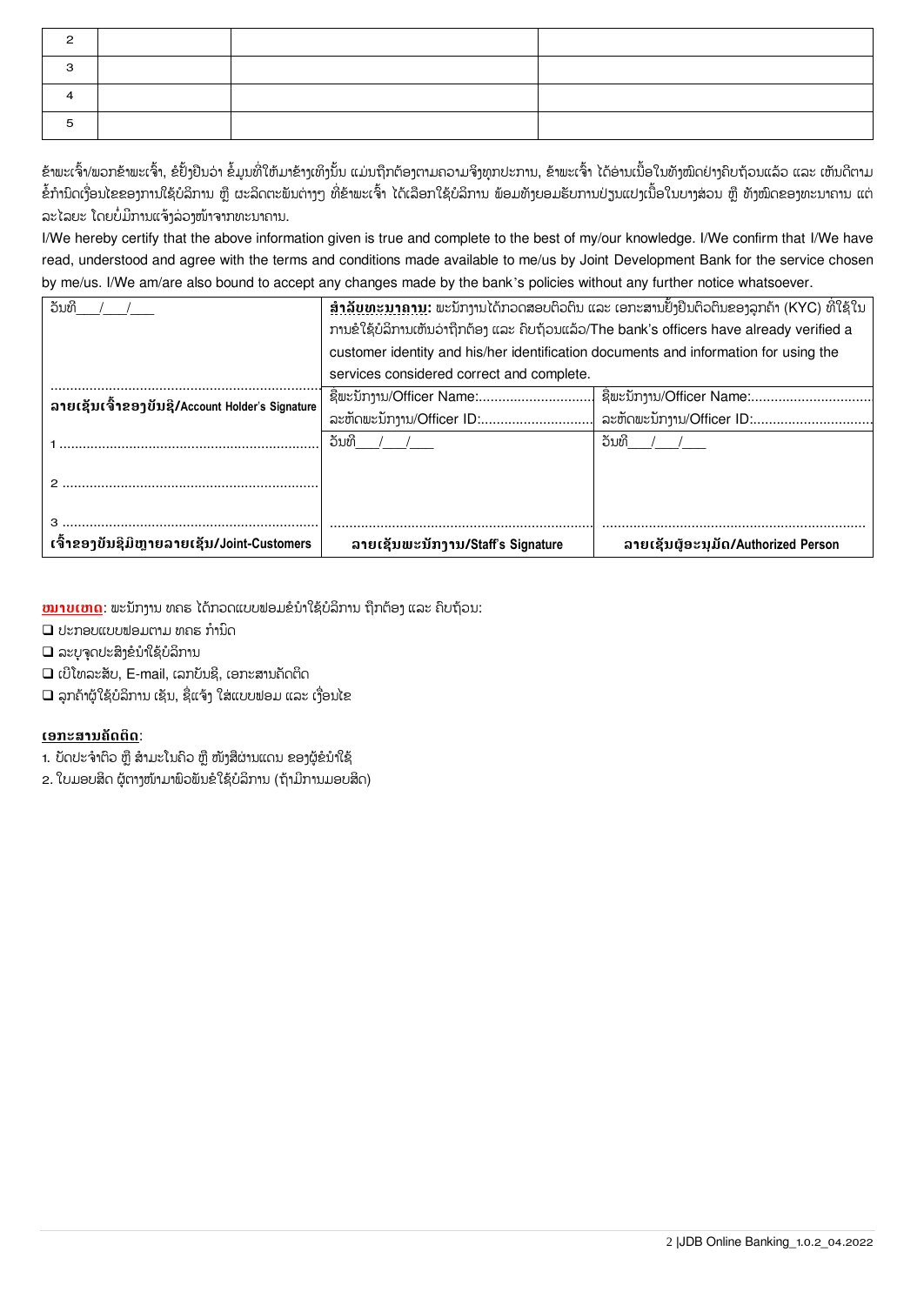| | | | |
|---|---|---|---|
| 2 | | | |
| 3 | | | |
| 4 | | | |
| 5 | | | |

ຂ້າພະເຈົ້າ/ພວກຂ້າພະເຈົ້າ, ຂໍຢັ້ງຢືນວ່າ ຂໍ້ມູນທີ່ໃຫ້ມາຂ້າງເທິງນັ້ນ ແມ່ນຖືກຕ້ອງຕາມຄວາມຈິງທຸກປະການ, ຂ້າພະເຈົ້າ ໄດ້ອ່ານເນື້ອໃນທັງໝົດຢ່າງຄົບຖ້ວນແລ້ວ ແລະ ເຫັນດີຕາມຂໍ້ກຳນົດເງື່ອນໄຂຂອງການໃຊ້ບໍລິການ ຫຼື ຜະລິດຕະພັນຕ່າງໆ ທີ່ຂ້າພະເຈົ້າ ໄດ້ເລືອກໃຊ້ບໍລິການ ພ້ອມທັງຍອມຮັບການປ່ຽນແປງເນື້ອໃນບາງສ່ວນ ຫຼື ທັງໝົດຂອງທະນາຄານ ແຕ່ລະໄລຍະ ໂດຍບໍ່ມີການແຈ້ງລ່ວງໜ້າຈາກທະນາຄານ.

I/We hereby certify that the above information given is true and complete to the best of my/our knowledge. I/We confirm that I/We have read, understood and agree with the terms and conditions made available to me/us by Joint Development Bank for the service chosen by me/us. I/We am/are also bound to accept any changes made by the bank's policies without any further notice whatsoever.

| | | |
|---|---|---|
| ວັນທີ___/___/___ | **ສຳລັບທະນາຄານ:** ພະນັກງານໄດ້ກວດສອບຕົວຕົນ ແລະ ເອກະສານຢັ້ງຢືນຕົວຕົນຂອງລູກຄ້າ (KYC) ທີ່ໃຊ້ໃນການຂໍໃຊ້ບໍລິການເຫັນວ່າຖືກຕ້ອງ ແລະ ຄົບຖ້ວນແລ້ວ/The bank's officers have already verified a customer identity and his/her identification documents and information for using the services considered correct and complete. | |
| ........................................ **ລາຍເຊັນເຈົ້າຂອງບັນຊີ/Account Holder's Signature** | ຊື່ພະນັກງານ/Officer Name:.................. ລະຫັດພະນັກງານ/Officer ID:.................. | ຊື່ພະນັກງານ/Officer Name:.................. ລະຫັດພະນັກງານ/Officer ID:.................. |
| 1 ........................................ 2 ........................................ 3 ........................................ **ເຈົ້າຂອງບັນຊີມີຫຼາຍລາຍເຊັນ/Joint-Customers** | ວັນທີ___/___/___ ........................................ **ລາຍເຊັນພະນັກງານ/Staff's Signature** | ວັນທີ___/___/___ ........................................ **ລາຍເຊັນຜູ້ອະນຸມັດ/Authorized Person** |

**ໝາຍເຫດ**: ພະນັກງານ ທຄຣ ໄດ້ກວດແບບຟອມຂໍນຳໃຊ້ບໍລິການ ຖືກຕ້ອງ ແລະ ຄົບຖ້ວນ:

- ❑ ປະກອບແບບຟອມຕາມ ທຄຣ ກຳນົດ
- ❑ ລະບຸຈຸດປະສົງຂໍນຳໃຊ້ບໍລິການ
- ❑ ເບີໂທລະສັບ, E-mail, ເລກບັນຊີ, ເອກະສານຄັດຕິດ
- ❑ ລູກຄ້າຜູ້ໃຊ້ບໍລິການ ເຊັນ, ຊື່ແຈ້ງ ໃສ່ແບບຟອມ ແລະ ເງື່ອນໄຂ

**ເອກະສານຄັດຕິດ**:

1. ບັດປະຈຳຕົວ ຫຼື ສຳມະໂນຄົວ ຫຼື ໜັງສືຜ່ານແດນ ຂອງຜູ້ຂໍນຳໃຊ້
2. ໃບມອບສິດ ຜູ້ຕາງໜ້າມາພົວພັນຂໍໃຊ້ບໍລິການ (ຖ້າມີການມອບສິດ)